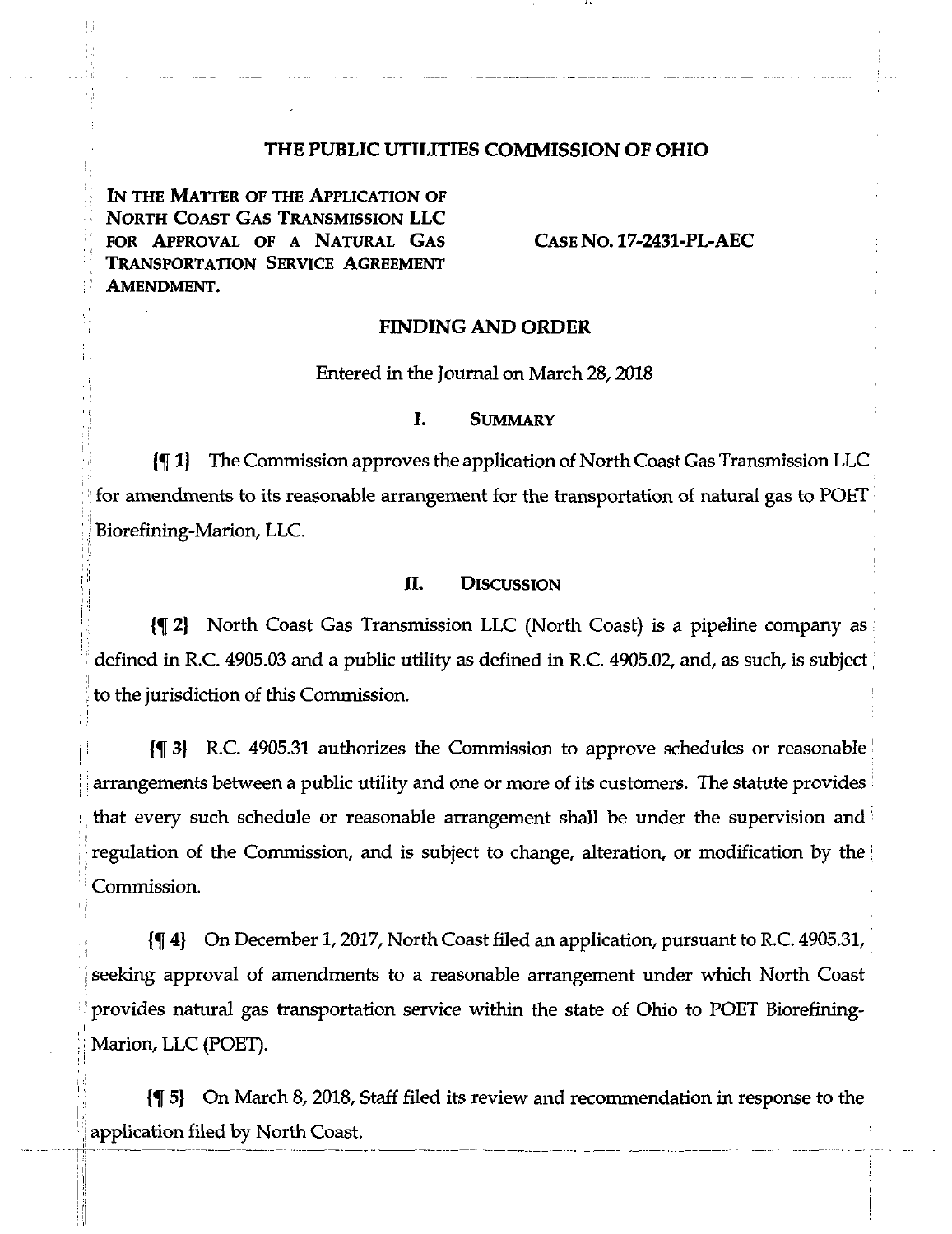# THE PUBLIC UTILITIES COMMISSION OF OHIO

IN THE MATTER OF THE APPLICATION OF NORTH COAST GAS TRANSMISSION LLC FOR APPROVAL OF A NATURAL GAS TRANSPORTATION SERVICE AGREEMENT AMENDMENT.

CASE NO. 17-2431-PL-AEC

## FINDING AND ORDER

Entered in the Journal on March 28, 2018

### I. SUMMARY

{¶ 1} The Commission approves the application of North Coast Gas Transmission LLC for amendments to its reasonable arrangement for the transportation of natural gas to POET Biorefining-Marion, LLC.

### II. DISCUSSION

{¶ 2} North Coast Gas Transmission LLC (North Coast) is a pipeline company as defined in R.C. 4905.03 and a public utility as defined in R.C. 4905.02, and, as such, is subject to the jurisdiction of this Commission.

{¶ 3} R.C. 4905.31 authorizes the Commission to approve schedules or reasonable arrangements between a public utility and one or more of its customers. The statute provides that every such schedule or reasonable arrangement shall be under the supervision and regulation of the Commission, and is subject to change, alteration, or modification by the Commission.

{¶ 4} On December 1, 2017, North Coast filed an application, pursuant to R.C. 4905.31, seeking approval of amendments to a reasonable arrangement under which North Coast provides natural gas transportation service within the state of Ohio to POET Biorefining-Marion, LLC (POET).

{¶ 5} On March 8, 2018, Staff filed its review and recommendation in response to the application filed by North Coast.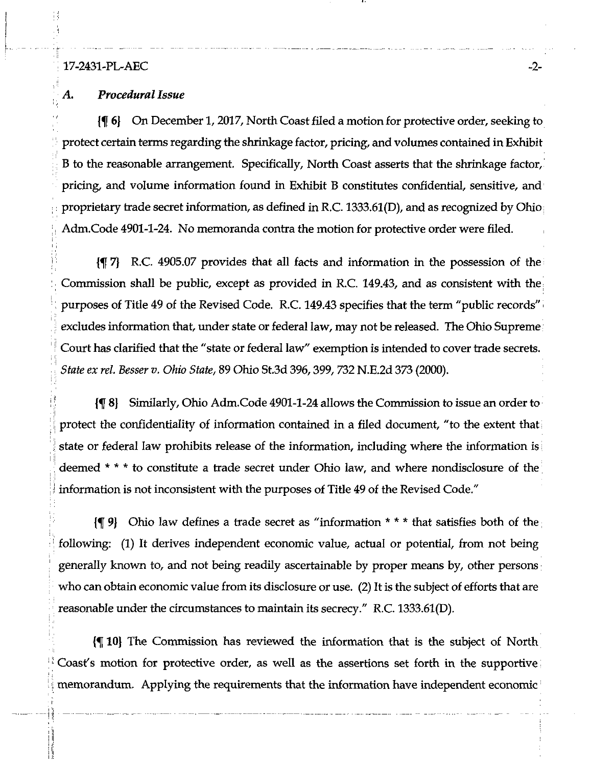### *A. Procedural Issue*

{¶ 6} On December 1, 2017, North Coast filed a motion for protective order, seeking to protect certain terms regarding the shrinkage factor, pricing, and volumes contained in Exhibit B to the reasonable arrangement. Specifically, North Coast asserts that the shrinkage factor, pricing, and volume information found in Exhibit B constitutes confidential, sensitive, and proprietary trade secret information, as defined in R.C. 1333.61(D), and as recognized by Ohio Adm.Code 4901-1-24. No memoranda contra the motion for protective order were filed.

{¶ 7} R.C. 4905.07 provides that all facts and information in the possession of the Commission shall be public, except as provided in R.C. 149.43, and as consistent with the purposes of Title 49 of the Revised Code. R.C. 149.43 specifies that the term "public records" excludes information that, under state or federal law, may not be released. The Ohio Supreme Court has clarified that the "state or federal law" exemption is intended to cover trade secrets. *State ex rel. Besser v. Ohio State*, 89 Ohio St.3d 396, 399, 732 N.E.2d 373 (2000).

{¶ 8} Similarly, Ohio Adm.Code 4901-1-24 allows the Commission to issue an order to protect the confidentiality of information contained in a filed document, "to the extent that state or federal law prohibits release of the information, including where the information is deemed * * * to constitute a trade secret under Ohio law, and where nondisclosure of the information is not inconsistent with the purposes of Title 49 of the Revised Code."

{¶ 9} Ohio law defines a trade secret as "information * * * that satisfies both of the following: (1) It derives independent economic value, actual or potential, from not being generally known to, and not being readily ascertainable by proper means by, other persons who can obtain economic value from its disclosure or use. (2) It is the subject of efforts that are reasonable under the circumstances to maintain its secrecy." R.C. 1333.61(D).

{¶ 10} The Commission has reviewed the information that is the subject of North Coast's motion for protective order, as well as the assertions set forth in the supportive memorandum. Applying the requirements that the information have independent economic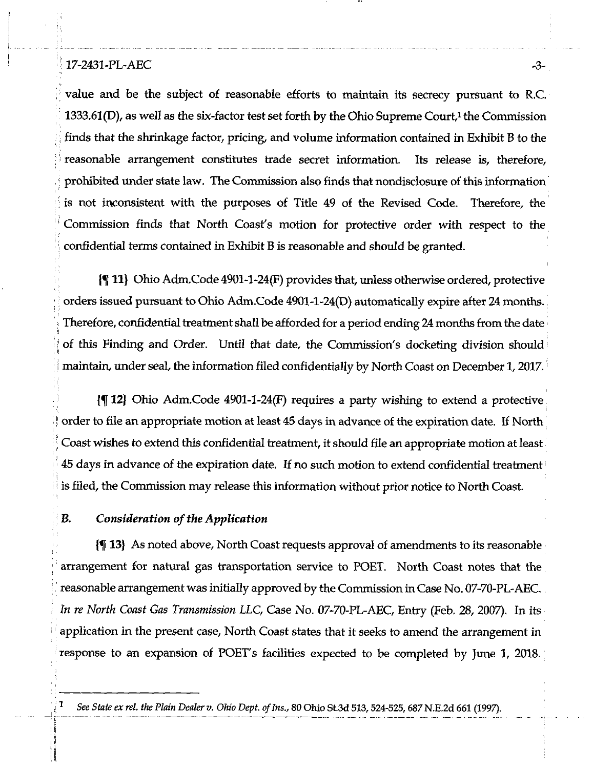value and be the subject of reasonable efforts to maintain its secrecy pursuant to R.C. 1333.61(D), as well as the six-factor test set forth by the Ohio Supreme Court,[1] the Commission finds that the shrinkage factor, pricing, and volume information contained in Exhibit B to the reasonable arrangement constitutes trade secret information. Its release is, therefore, prohibited under state law. The Commission also finds that nondisclosure of this information is not inconsistent with the purposes of Title 49 of the Revised Code. Therefore, the Commission finds that North Coast's motion for protective order with respect to the confidential terms contained in Exhibit B is reasonable and should be granted.

{¶ 11} Ohio Adm.Code 4901-1-24(F) provides that, unless otherwise ordered, protective orders issued pursuant to Ohio Adm.Code 4901-1-24(D) automatically expire after 24 months. Therefore, confidential treatment shall be afforded for a period ending 24 months from the date of this Finding and Order. Until that date, the Commission's docketing division should maintain, under seal, the information filed confidentially by North Coast on December 1, 2017.

{¶ 12} Ohio Adm.Code 4901-1-24(F) requires a party wishing to extend a protective order to file an appropriate motion at least 45 days in advance of the expiration date. If North Coast wishes to extend this confidential treatment, it should file an appropriate motion at least 45 days in advance of the expiration date. If no such motion to extend confidential treatment is filed, the Commission may release this information without prior notice to North Coast.

### *B. Consideration of the Application*

{¶ 13} As noted above, North Coast requests approval of amendments to its reasonable arrangement for natural gas transportation service to POET. North Coast notes that the reasonable arrangement was initially approved by the Commission in Case No. 07-70-PL-AEC. *In re North Coast Gas Transmission LLC*, Case No. 07-70-PL-AEC, Entry (Feb. 28, 2007). In its application in the present case, North Coast states that it seeks to amend the arrangement in response to an expansion of POET's facilities expected to be completed by June 1, 2018.

---

[1] *See State ex rel. the Plain Dealer v. Ohio Dept. of Ins.*, 80 Ohio St.3d 513, 524-525, 687 N.E.2d 661 (1997).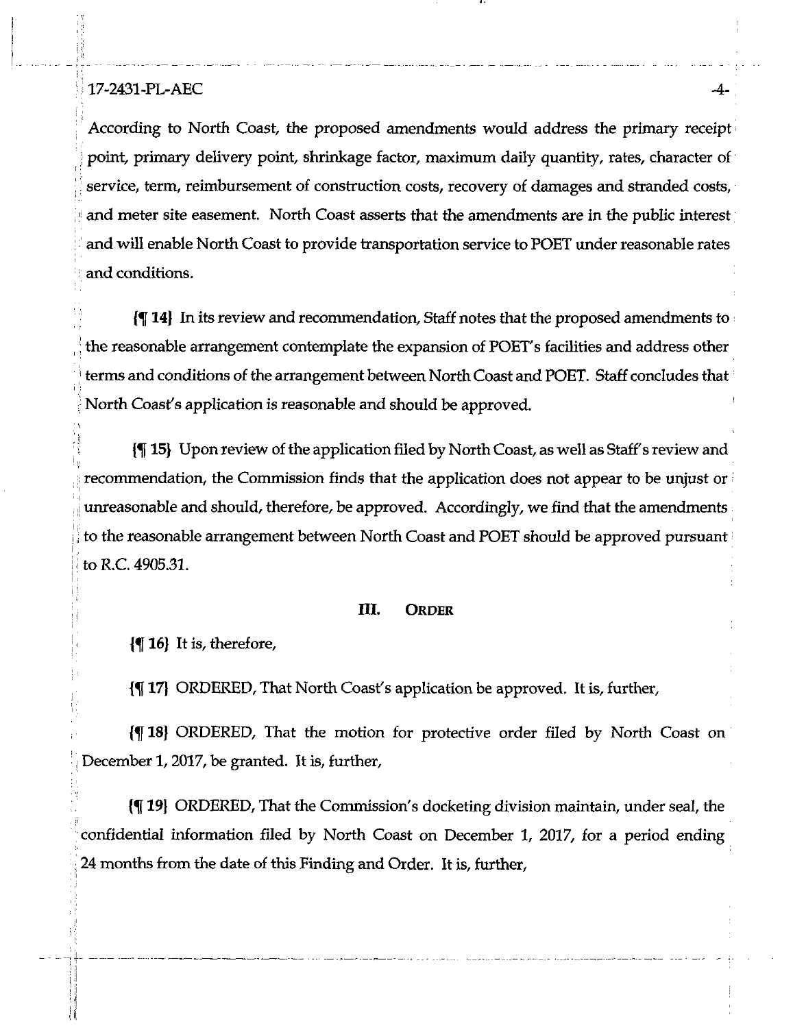According to North Coast, the proposed amendments would address the primary receipt point, primary delivery point, shrinkage factor, maximum daily quantity, rates, character of service, term, reimbursement of construction costs, recovery of damages and stranded costs, and meter site easement. North Coast asserts that the amendments are in the public interest and will enable North Coast to provide transportation service to POET under reasonable rates and conditions.

{¶ 14} In its review and recommendation, Staff notes that the proposed amendments to the reasonable arrangement contemplate the expansion of POET's facilities and address other terms and conditions of the arrangement between North Coast and POET. Staff concludes that North Coast's application is reasonable and should be approved.

{¶ 15} Upon review of the application filed by North Coast, as well as Staff's review and recommendation, the Commission finds that the application does not appear to be unjust or unreasonable and should, therefore, be approved. Accordingly, we find that the amendments to the reasonable arrangement between North Coast and POET should be approved pursuant to R.C. 4905.31.

## III. ORDER

{¶ 16} It is, therefore,

{¶ 17} ORDERED, That North Coast's application be approved. It is, further,

{¶ 18} ORDERED, That the motion for protective order filed by North Coast on December 1, 2017, be granted. It is, further,

{¶ 19} ORDERED, That the Commission's docketing division maintain, under seal, the confidential information filed by North Coast on December 1, 2017, for a period ending 24 months from the date of this Finding and Order. It is, further,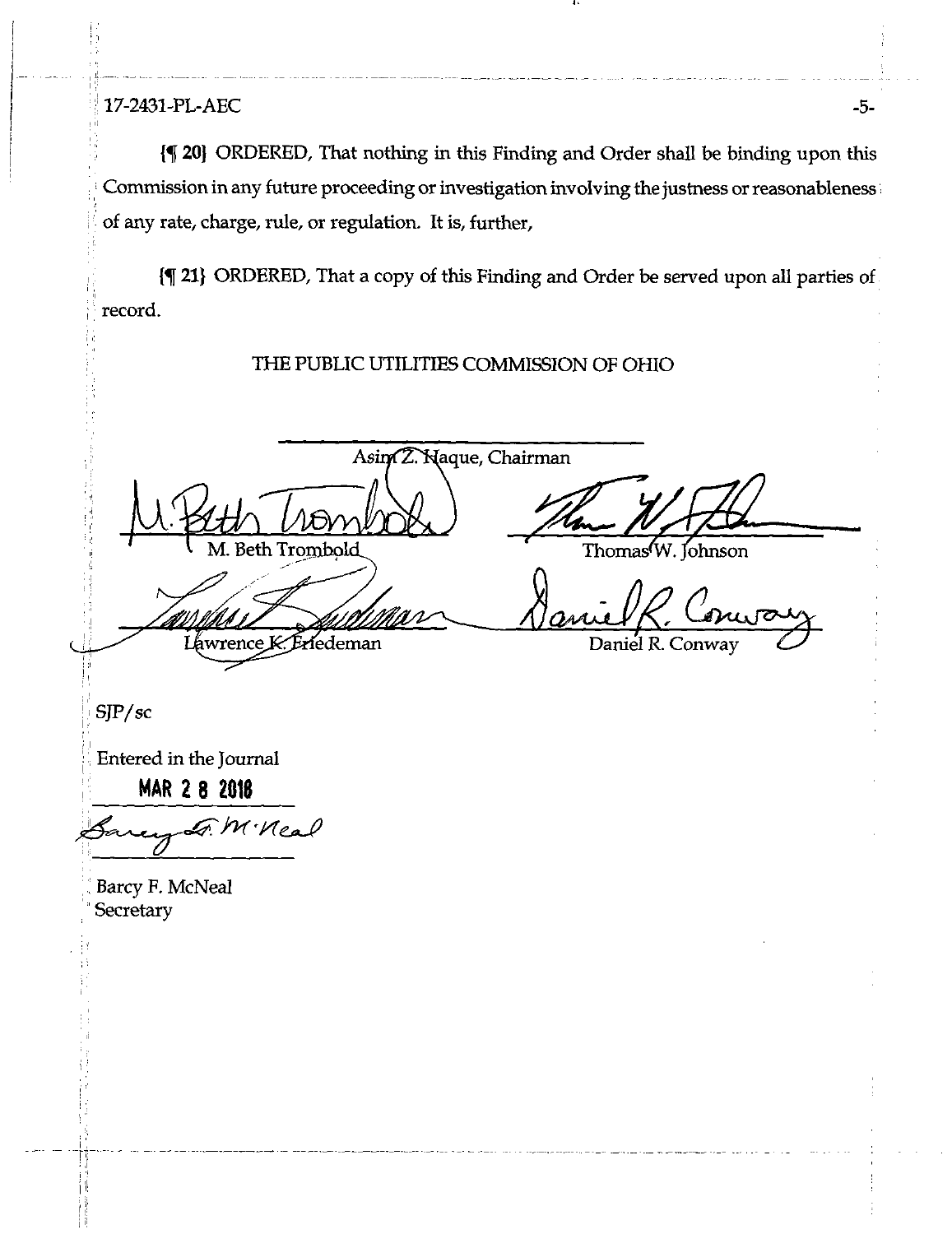{¶ 20} ORDERED, That nothing in this Finding and Order shall be binding upon this Commission in any future proceeding or investigation involving the justness or reasonableness of any rate, charge, rule, or regulation. It is, further,

{¶ 21} ORDERED, That a copy of this Finding and Order be served upon all parties of record.

THE PUBLIC UTILITIES COMMISSION OF OHIO

Asim Z. Haque, Chairman

M. Beth Trombold

Thomas W. Johnson

Lawrence K. Friedeman

Daniel R. Conway

SJP/sc

Entered in the Journal

MAR 28 2018

Barcy F. McNeal
Secretary